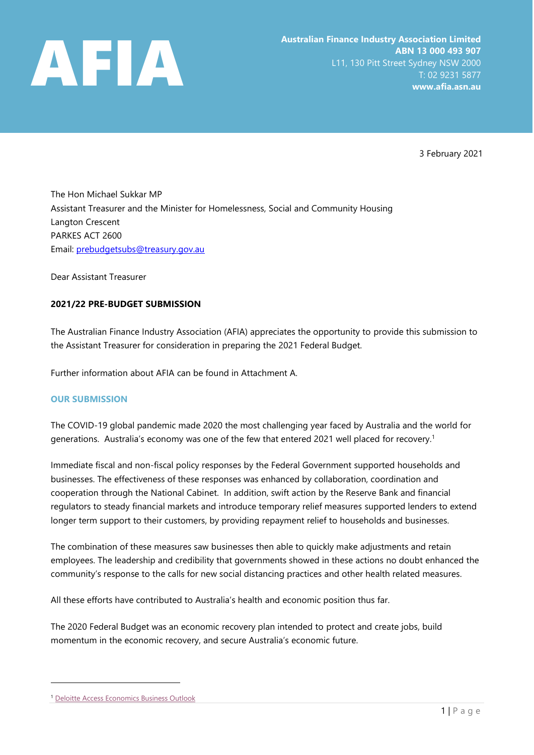**AFIA**

**Australian Finance Industry Association Limited**
**ABN 13 000 493 907**
L11, 130 Pitt Street Sydney NSW 2000
T: 02 9231 5877
**www.afia.asn.au**

3 February 2021

The Hon Michael Sukkar MP
Assistant Treasurer and the Minister for Homelessness, Social and Community Housing
Langton Crescent
PARKES ACT 2600
Email: prebudgetsubs@treasury.gov.au

Dear Assistant Treasurer

**2021/22 PRE-BUDGET SUBMISSION**

The Australian Finance Industry Association (AFIA) appreciates the opportunity to provide this submission to the Assistant Treasurer for consideration in preparing the 2021 Federal Budget.

Further information about AFIA can be found in Attachment A.

## OUR SUBMISSION

The COVID-19 global pandemic made 2020 the most challenging year faced by Australia and the world for generations. Australia's economy was one of the few that entered 2021 well placed for recovery.[1]

Immediate fiscal and non-fiscal policy responses by the Federal Government supported households and businesses. The effectiveness of these responses was enhanced by collaboration, coordination and cooperation through the National Cabinet. In addition, swift action by the Reserve Bank and financial regulators to steady financial markets and introduce temporary relief measures supported lenders to extend longer term support to their customers, by providing repayment relief to households and businesses.

The combination of these measures saw businesses then able to quickly make adjustments and retain employees. The leadership and credibility that governments showed in these actions no doubt enhanced the community's response to the calls for new social distancing practices and other health related measures.

All these efforts have contributed to Australia's health and economic position thus far.

The 2020 Federal Budget was an economic recovery plan intended to protect and create jobs, build momentum in the economic recovery, and secure Australia's economic future.

[1] Deloitte Access Economics Business Outlook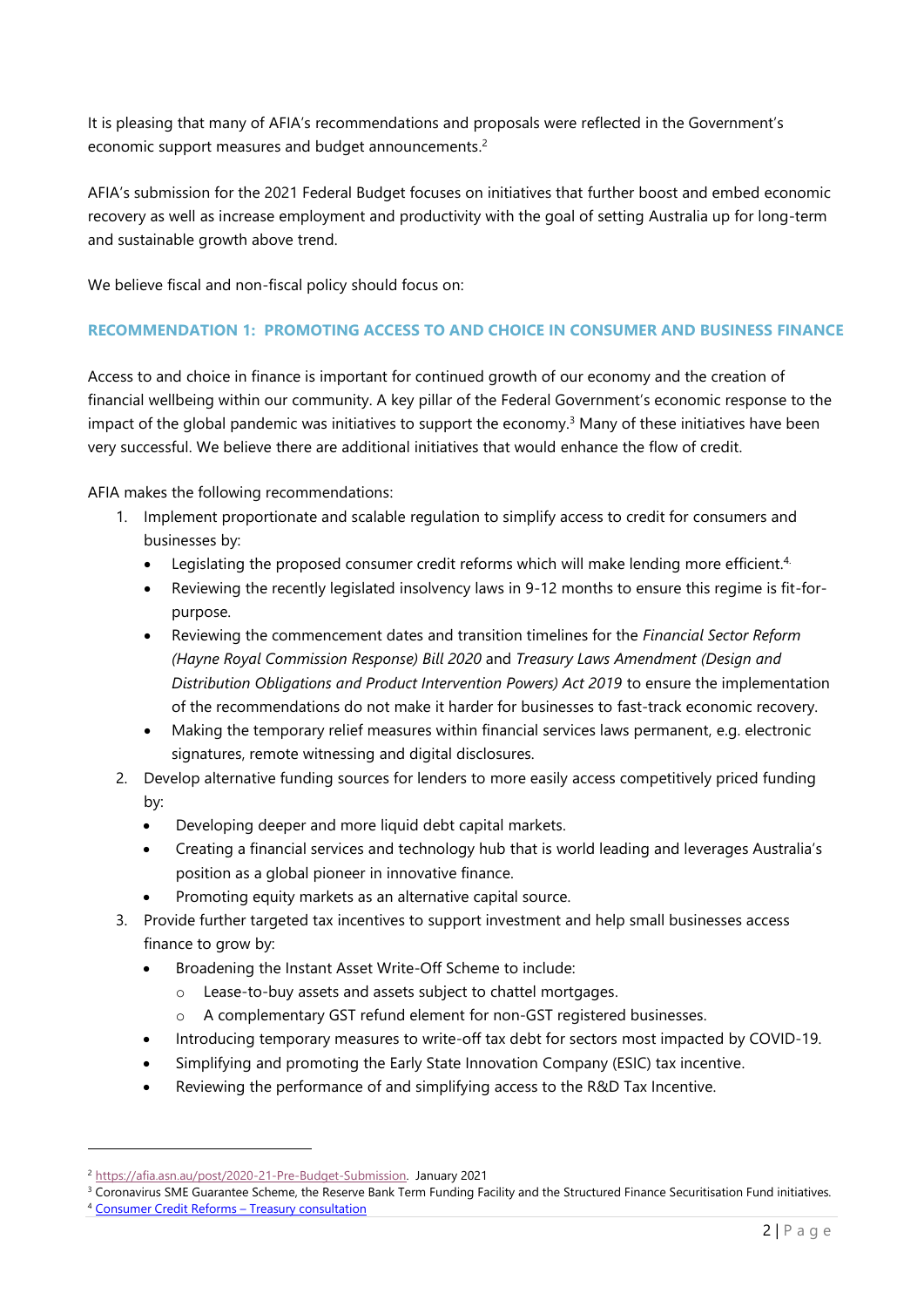It is pleasing that many of AFIA's recommendations and proposals were reflected in the Government's economic support measures and budget announcements.[2]

AFIA's submission for the 2021 Federal Budget focuses on initiatives that further boost and embed economic recovery as well as increase employment and productivity with the goal of setting Australia up for long-term and sustainable growth above trend.

We believe fiscal and non-fiscal policy should focus on:

### RECOMMENDATION 1: PROMOTING ACCESS TO AND CHOICE IN CONSUMER AND BUSINESS FINANCE

Access to and choice in finance is important for continued growth of our economy and the creation of financial wellbeing within our community. A key pillar of the Federal Government's economic response to the impact of the global pandemic was initiatives to support the economy.[3] Many of these initiatives have been very successful. We believe there are additional initiatives that would enhance the flow of credit.

AFIA makes the following recommendations:

1. Implement proportionate and scalable regulation to simplify access to credit for consumers and businesses by:
   - Legislating the proposed consumer credit reforms which will make lending more efficient.[4]
   - Reviewing the recently legislated insolvency laws in 9-12 months to ensure this regime is fit-for-purpose.
   - Reviewing the commencement dates and transition timelines for the *Financial Sector Reform (Hayne Royal Commission Response) Bill 2020* and *Treasury Laws Amendment (Design and Distribution Obligations and Product Intervention Powers) Act 2019* to ensure the implementation of the recommendations do not make it harder for businesses to fast-track economic recovery.
   - Making the temporary relief measures within financial services laws permanent, e.g. electronic signatures, remote witnessing and digital disclosures.
2. Develop alternative funding sources for lenders to more easily access competitively priced funding by:
   - Developing deeper and more liquid debt capital markets.
   - Creating a financial services and technology hub that is world leading and leverages Australia's position as a global pioneer in innovative finance.
   - Promoting equity markets as an alternative capital source.
3. Provide further targeted tax incentives to support investment and help small businesses access finance to grow by:
   - Broadening the Instant Asset Write-Off Scheme to include:
     - Lease-to-buy assets and assets subject to chattel mortgages.
     - A complementary GST refund element for non-GST registered businesses.
   - Introducing temporary measures to write-off tax debt for sectors most impacted by COVID-19.
   - Simplifying and promoting the Early State Innovation Company (ESIC) tax incentive.
   - Reviewing the performance of and simplifying access to the R&D Tax Incentive.

---

[2] https://afia.asn.au/post/2020-21-Pre-Budget-Submission. January 2021

[3] Coronavirus SME Guarantee Scheme, the Reserve Bank Term Funding Facility and the Structured Finance Securitisation Fund initiatives.

[4] Consumer Credit Reforms – Treasury consultation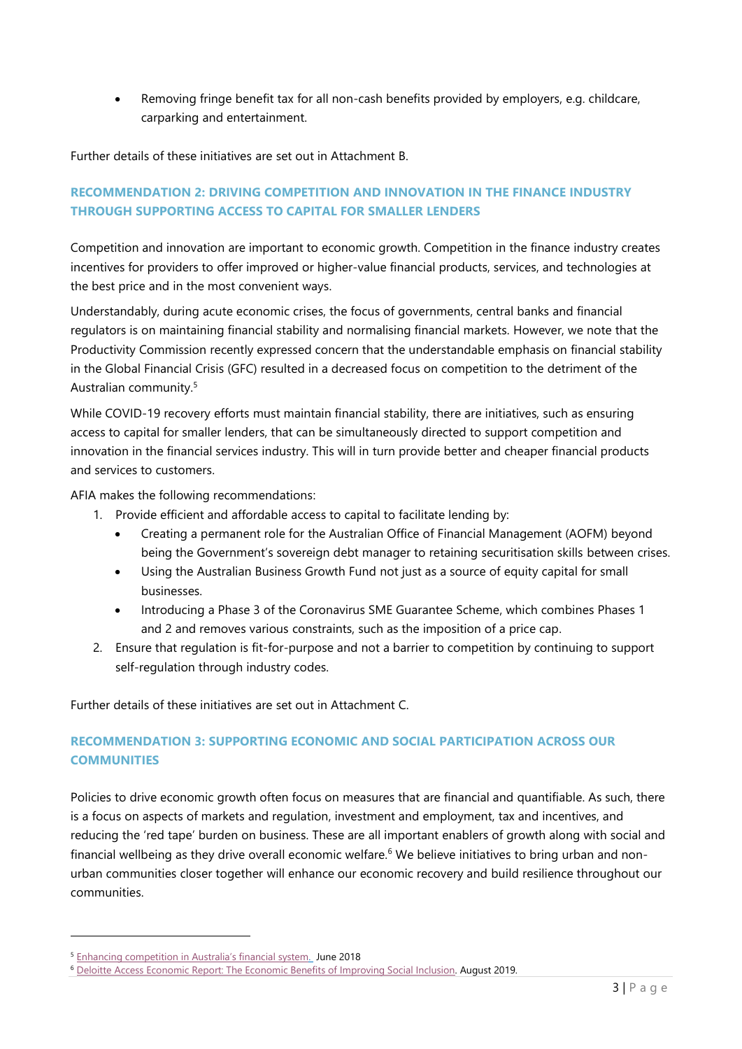- Removing fringe benefit tax for all non-cash benefits provided by employers, e.g. childcare, carparking and entertainment.

Further details of these initiatives are set out in Attachment B.

### RECOMMENDATION 2: DRIVING COMPETITION AND INNOVATION IN THE FINANCE INDUSTRY THROUGH SUPPORTING ACCESS TO CAPITAL FOR SMALLER LENDERS

Competition and innovation are important to economic growth. Competition in the finance industry creates incentives for providers to offer improved or higher-value financial products, services, and technologies at the best price and in the most convenient ways.

Understandably, during acute economic crises, the focus of governments, central banks and financial regulators is on maintaining financial stability and normalising financial markets. However, we note that the Productivity Commission recently expressed concern that the understandable emphasis on financial stability in the Global Financial Crisis (GFC) resulted in a decreased focus on competition to the detriment of the Australian community.[5]

While COVID-19 recovery efforts must maintain financial stability, there are initiatives, such as ensuring access to capital for smaller lenders, that can be simultaneously directed to support competition and innovation in the financial services industry. This will in turn provide better and cheaper financial products and services to customers.

AFIA makes the following recommendations:

1. Provide efficient and affordable access to capital to facilitate lending by:
   - Creating a permanent role for the Australian Office of Financial Management (AOFM) beyond being the Government's sovereign debt manager to retaining securitisation skills between crises.
   - Using the Australian Business Growth Fund not just as a source of equity capital for small businesses.
   - Introducing a Phase 3 of the Coronavirus SME Guarantee Scheme, which combines Phases 1 and 2 and removes various constraints, such as the imposition of a price cap.
2. Ensure that regulation is fit-for-purpose and not a barrier to competition by continuing to support self-regulation through industry codes.

Further details of these initiatives are set out in Attachment C.

### RECOMMENDATION 3: SUPPORTING ECONOMIC AND SOCIAL PARTICIPATION ACROSS OUR COMMUNITIES

Policies to drive economic growth often focus on measures that are financial and quantifiable. As such, there is a focus on aspects of markets and regulation, investment and employment, tax and incentives, and reducing the 'red tape' burden on business. These are all important enablers of growth along with social and financial wellbeing as they drive overall economic welfare.[6] We believe initiatives to bring urban and non-urban communities closer together will enhance our economic recovery and build resilience throughout our communities.

---

[5] Enhancing competition in Australia's financial system. June 2018

[6] Deloitte Access Economic Report: The Economic Benefits of Improving Social Inclusion. August 2019.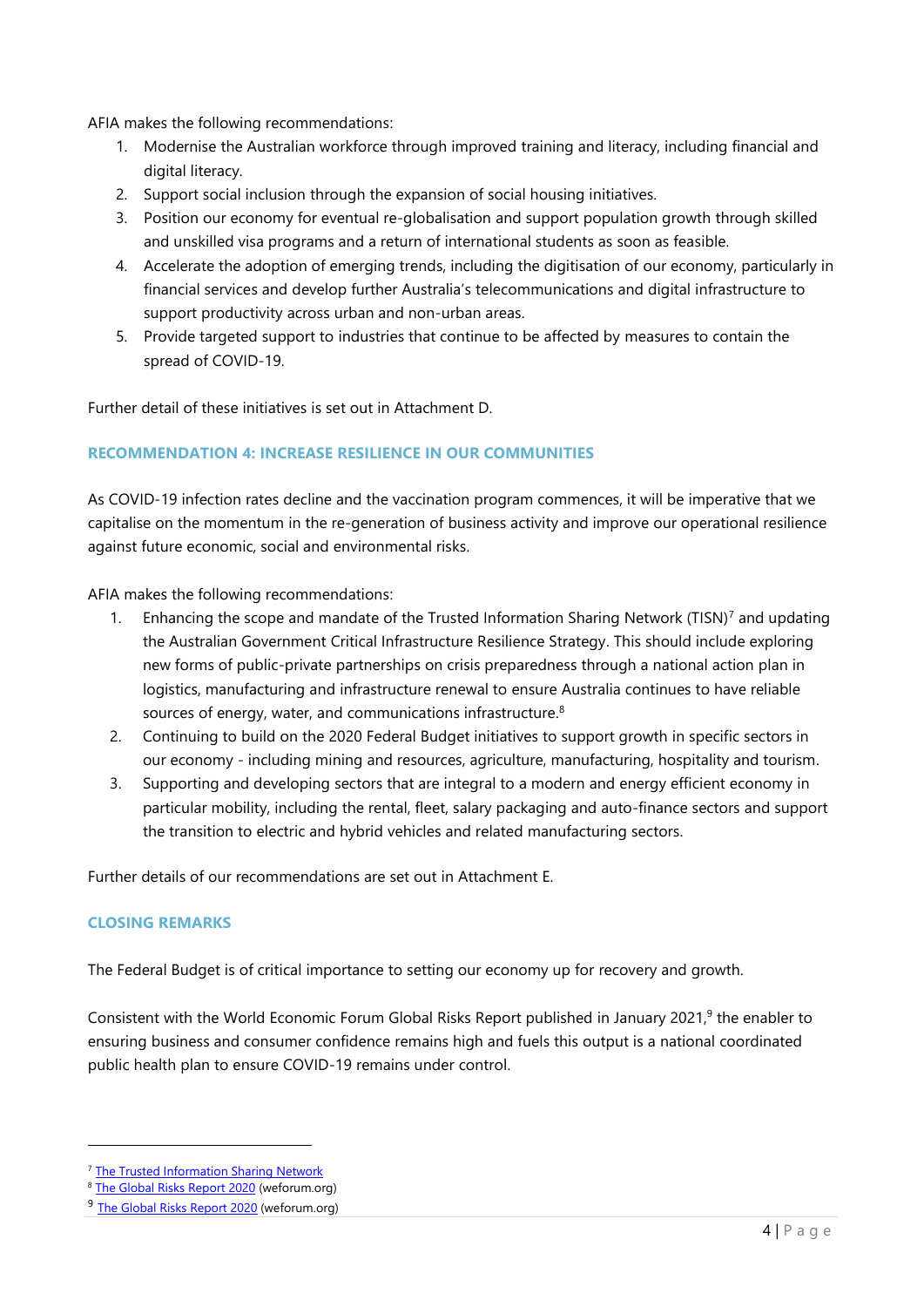AFIA makes the following recommendations:

1. Modernise the Australian workforce through improved training and literacy, including financial and digital literacy.
2. Support social inclusion through the expansion of social housing initiatives.
3. Position our economy for eventual re-globalisation and support population growth through skilled and unskilled visa programs and a return of international students as soon as feasible.
4. Accelerate the adoption of emerging trends, including the digitisation of our economy, particularly in financial services and develop further Australia's telecommunications and digital infrastructure to support productivity across urban and non-urban areas.
5. Provide targeted support to industries that continue to be affected by measures to contain the spread of COVID-19.

Further detail of these initiatives is set out in Attachment D.

## RECOMMENDATION 4: INCREASE RESILIENCE IN OUR COMMUNITIES

As COVID-19 infection rates decline and the vaccination program commences, it will be imperative that we capitalise on the momentum in the re-generation of business activity and improve our operational resilience against future economic, social and environmental risks.

AFIA makes the following recommendations:

1. Enhancing the scope and mandate of the Trusted Information Sharing Network (TISN)[7] and updating the Australian Government Critical Infrastructure Resilience Strategy. This should include exploring new forms of public-private partnerships on crisis preparedness through a national action plan in logistics, manufacturing and infrastructure renewal to ensure Australia continues to have reliable sources of energy, water, and communications infrastructure.[8]
2. Continuing to build on the 2020 Federal Budget initiatives to support growth in specific sectors in our economy - including mining and resources, agriculture, manufacturing, hospitality and tourism.
3. Supporting and developing sectors that are integral to a modern and energy efficient economy in particular mobility, including the rental, fleet, salary packaging and auto-finance sectors and support the transition to electric and hybrid vehicles and related manufacturing sectors.

Further details of our recommendations are set out in Attachment E.

## CLOSING REMARKS

The Federal Budget is of critical importance to setting our economy up for recovery and growth.

Consistent with the World Economic Forum Global Risks Report published in January 2021,[9] the enabler to ensuring business and consumer confidence remains high and fuels this output is a national coordinated public health plan to ensure COVID-19 remains under control.

---

[7] The Trusted Information Sharing Network

[8] The Global Risks Report 2020 (weforum.org)

[9] The Global Risks Report 2020 (weforum.org)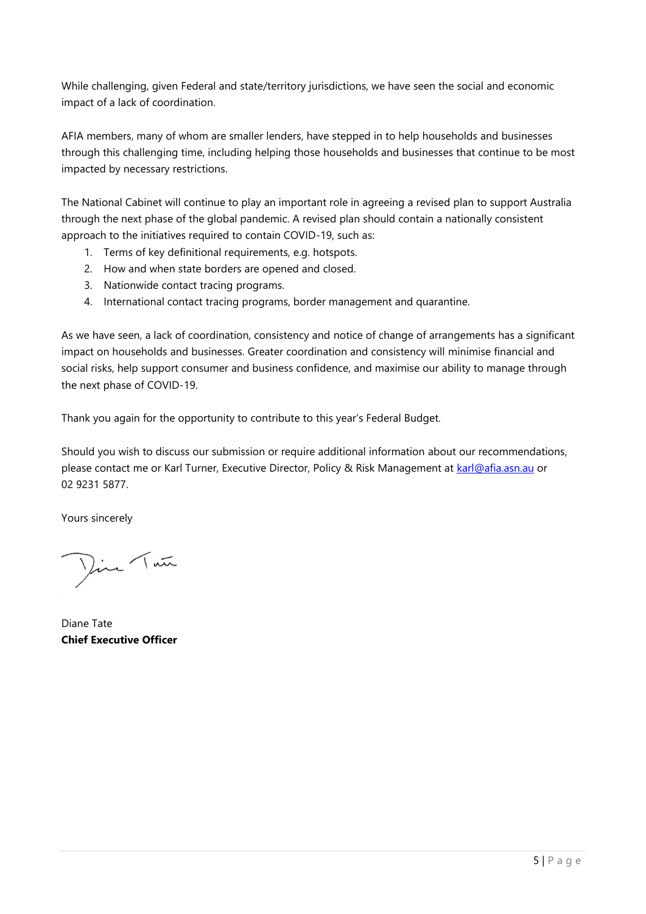While challenging, given Federal and state/territory jurisdictions, we have seen the social and economic impact of a lack of coordination.

AFIA members, many of whom are smaller lenders, have stepped in to help households and businesses through this challenging time, including helping those households and businesses that continue to be most impacted by necessary restrictions.

The National Cabinet will continue to play an important role in agreeing a revised plan to support Australia through the next phase of the global pandemic. A revised plan should contain a nationally consistent approach to the initiatives required to contain COVID-19, such as:

1. Terms of key definitional requirements, e.g. hotspots.
2. How and when state borders are opened and closed.
3. Nationwide contact tracing programs.
4. International contact tracing programs, border management and quarantine.

As we have seen, a lack of coordination, consistency and notice of change of arrangements has a significant impact on households and businesses. Greater coordination and consistency will minimise financial and social risks, help support consumer and business confidence, and maximise our ability to manage through the next phase of COVID-19.

Thank you again for the opportunity to contribute to this year's Federal Budget.

Should you wish to discuss our submission or require additional information about our recommendations, please contact me or Karl Turner, Executive Director, Policy & Risk Management at karl@afia.asn.au or 02 9231 5877.

Yours sincerely

Diane Tate
**Chief Executive Officer**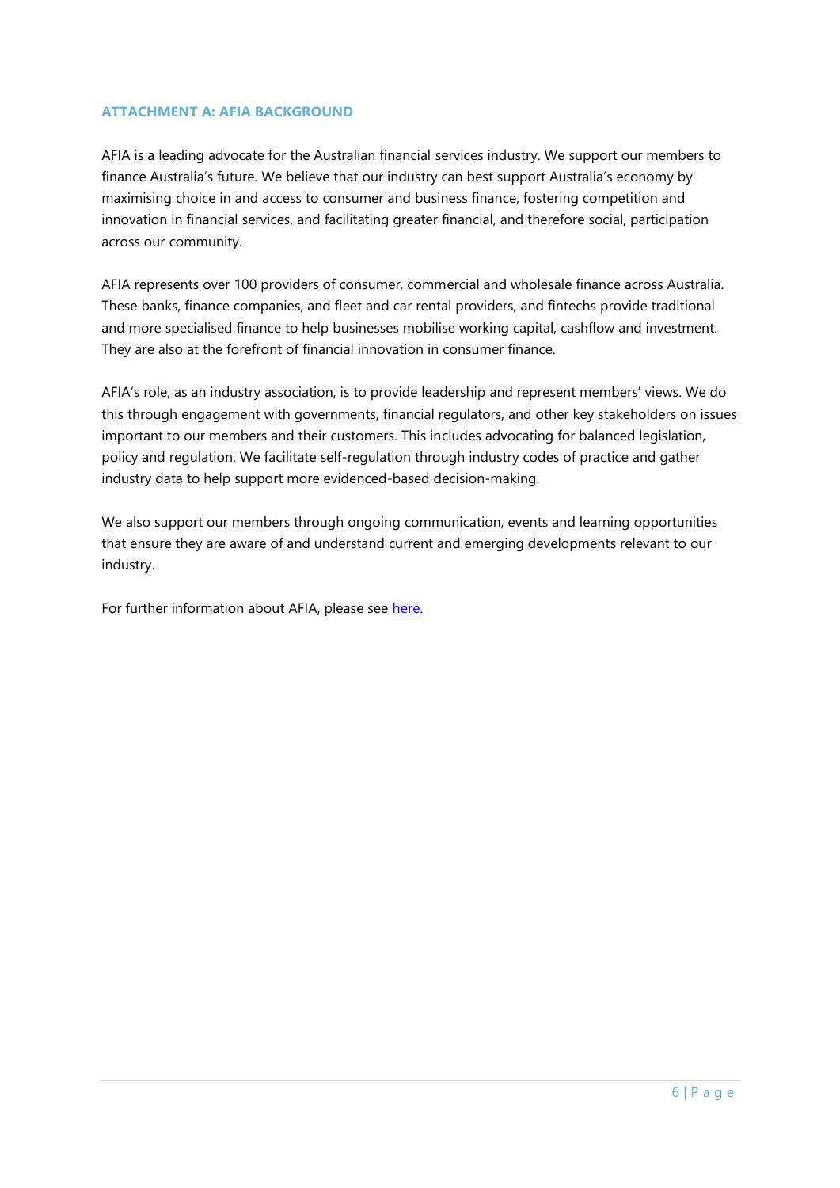## ATTACHMENT A: AFIA BACKGROUND

AFIA is a leading advocate for the Australian financial services industry. We support our members to finance Australia's future. We believe that our industry can best support Australia's economy by maximising choice in and access to consumer and business finance, fostering competition and innovation in financial services, and facilitating greater financial, and therefore social, participation across our community.

AFIA represents over 100 providers of consumer, commercial and wholesale finance across Australia. These banks, finance companies, and fleet and car rental providers, and fintechs provide traditional and more specialised finance to help businesses mobilise working capital, cashflow and investment. They are also at the forefront of financial innovation in consumer finance.

AFIA's role, as an industry association, is to provide leadership and represent members' views. We do this through engagement with governments, financial regulators, and other key stakeholders on issues important to our members and their customers. This includes advocating for balanced legislation, policy and regulation. We facilitate self-regulation through industry codes of practice and gather industry data to help support more evidenced-based decision-making.

We also support our members through ongoing communication, events and learning opportunities that ensure they are aware of and understand current and emerging developments relevant to our industry.

For further information about AFIA, please see here.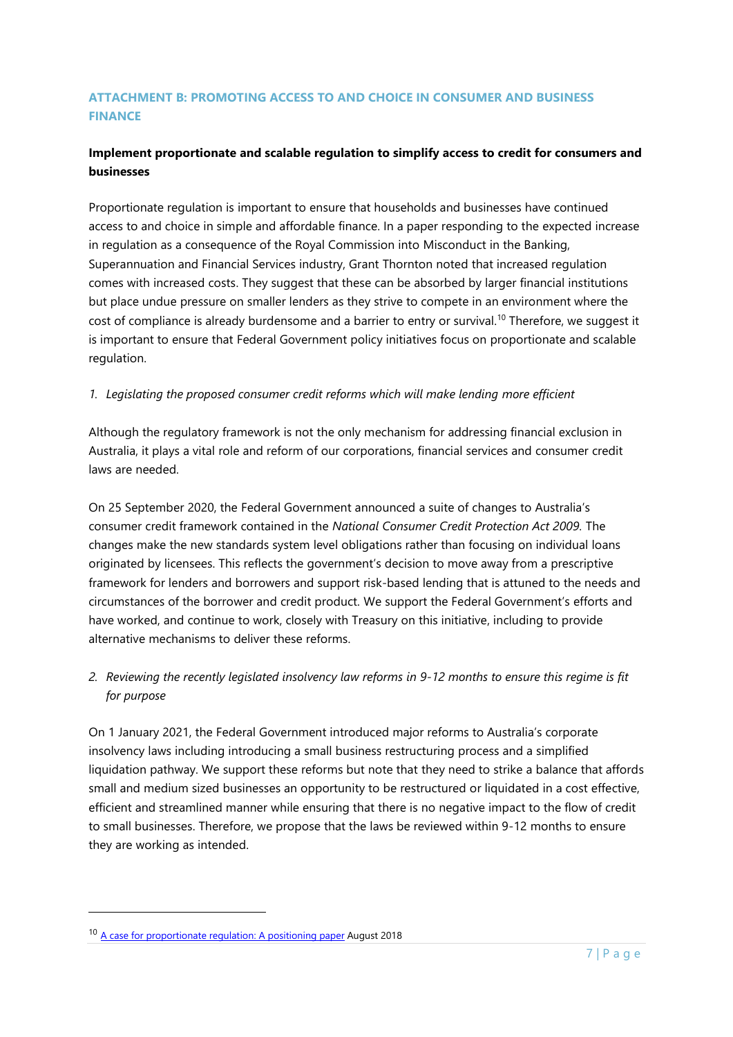## ATTACHMENT B: PROMOTING ACCESS TO AND CHOICE IN CONSUMER AND BUSINESS FINANCE

**Implement proportionate and scalable regulation to simplify access to credit for consumers and businesses**

Proportionate regulation is important to ensure that households and businesses have continued access to and choice in simple and affordable finance. In a paper responding to the expected increase in regulation as a consequence of the Royal Commission into Misconduct in the Banking, Superannuation and Financial Services industry, Grant Thornton noted that increased regulation comes with increased costs. They suggest that these can be absorbed by larger financial institutions but place undue pressure on smaller lenders as they strive to compete in an environment where the cost of compliance is already burdensome and a barrier to entry or survival.[10] Therefore, we suggest it is important to ensure that Federal Government policy initiatives focus on proportionate and scalable regulation.

*1. Legislating the proposed consumer credit reforms which will make lending more efficient*

Although the regulatory framework is not the only mechanism for addressing financial exclusion in Australia, it plays a vital role and reform of our corporations, financial services and consumer credit laws are needed.

On 25 September 2020, the Federal Government announced a suite of changes to Australia's consumer credit framework contained in the *National Consumer Credit Protection Act 2009*. The changes make the new standards system level obligations rather than focusing on individual loans originated by licensees. This reflects the government's decision to move away from a prescriptive framework for lenders and borrowers and support risk-based lending that is attuned to the needs and circumstances of the borrower and credit product. We support the Federal Government's efforts and have worked, and continue to work, closely with Treasury on this initiative, including to provide alternative mechanisms to deliver these reforms.

*2. Reviewing the recently legislated insolvency law reforms in 9-12 months to ensure this regime is fit for purpose*

On 1 January 2021, the Federal Government introduced major reforms to Australia's corporate insolvency laws including introducing a small business restructuring process and a simplified liquidation pathway. We support these reforms but note that they need to strike a balance that affords small and medium sized businesses an opportunity to be restructured or liquidated in a cost effective, efficient and streamlined manner while ensuring that there is no negative impact to the flow of credit to small businesses. Therefore, we propose that the laws be reviewed within 9-12 months to ensure they are working as intended.

---

[10] A case for proportionate regulation: A positioning paper August 2018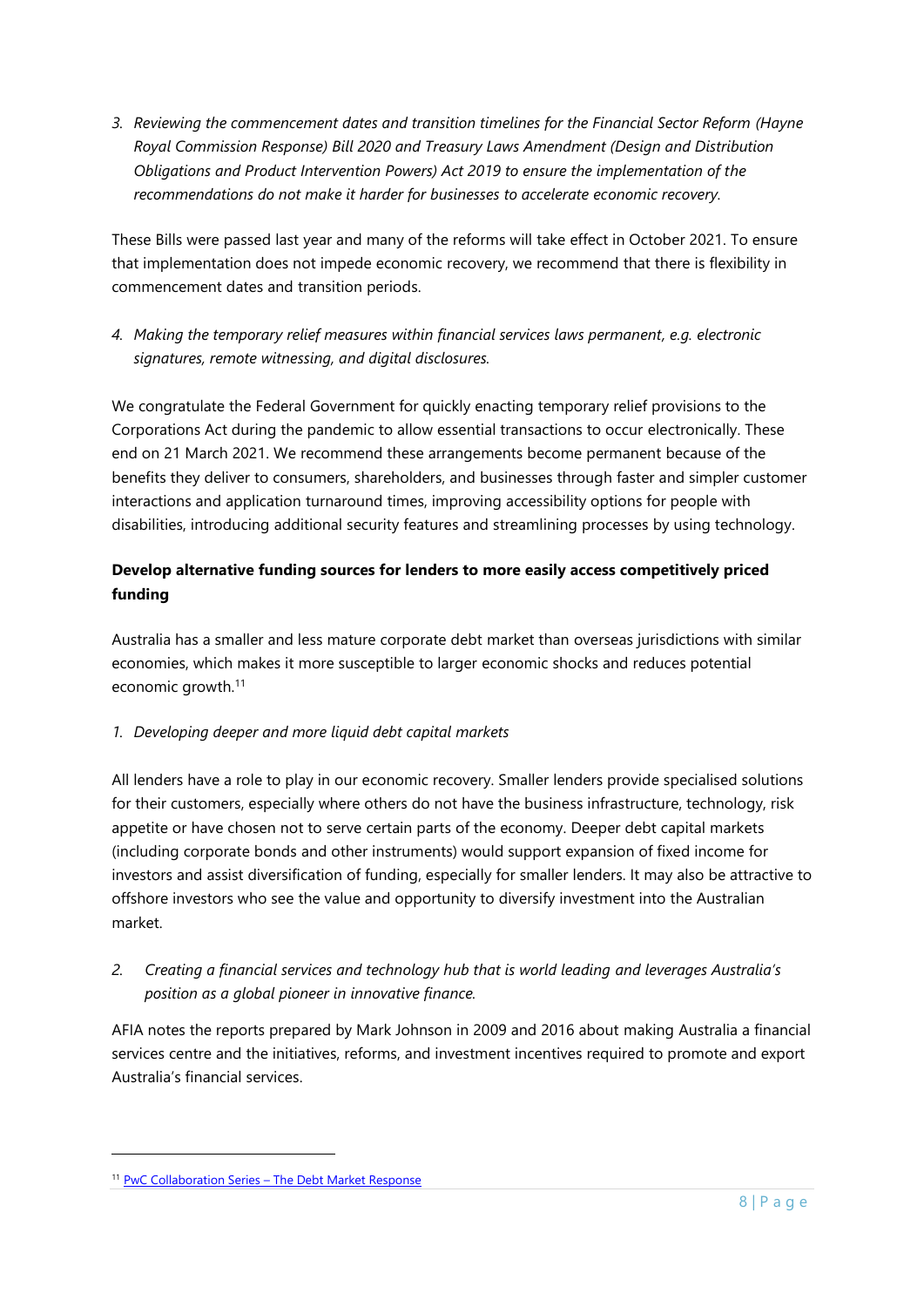3. *Reviewing the commencement dates and transition timelines for the Financial Sector Reform (Hayne Royal Commission Response) Bill 2020 and Treasury Laws Amendment (Design and Distribution Obligations and Product Intervention Powers) Act 2019 to ensure the implementation of the recommendations do not make it harder for businesses to accelerate economic recovery.*

These Bills were passed last year and many of the reforms will take effect in October 2021. To ensure that implementation does not impede economic recovery, we recommend that there is flexibility in commencement dates and transition periods.

4. *Making the temporary relief measures within financial services laws permanent, e.g. electronic signatures, remote witnessing, and digital disclosures.*

We congratulate the Federal Government for quickly enacting temporary relief provisions to the Corporations Act during the pandemic to allow essential transactions to occur electronically. These end on 21 March 2021. We recommend these arrangements become permanent because of the benefits they deliver to consumers, shareholders, and businesses through faster and simpler customer interactions and application turnaround times, improving accessibility options for people with disabilities, introducing additional security features and streamlining processes by using technology.

**Develop alternative funding sources for lenders to more easily access competitively priced funding**

Australia has a smaller and less mature corporate debt market than overseas jurisdictions with similar economies, which makes it more susceptible to larger economic shocks and reduces potential economic growth.[11]

1. *Developing deeper and more liquid debt capital markets*

All lenders have a role to play in our economic recovery. Smaller lenders provide specialised solutions for their customers, especially where others do not have the business infrastructure, technology, risk appetite or have chosen not to serve certain parts of the economy. Deeper debt capital markets (including corporate bonds and other instruments) would support expansion of fixed income for investors and assist diversification of funding, especially for smaller lenders. It may also be attractive to offshore investors who see the value and opportunity to diversify investment into the Australian market.

2. *Creating a financial services and technology hub that is world leading and leverages Australia's position as a global pioneer in innovative finance.*

AFIA notes the reports prepared by Mark Johnson in 2009 and 2016 about making Australia a financial services centre and the initiatives, reforms, and investment incentives required to promote and export Australia's financial services.

---

[11] PwC Collaboration Series – The Debt Market Response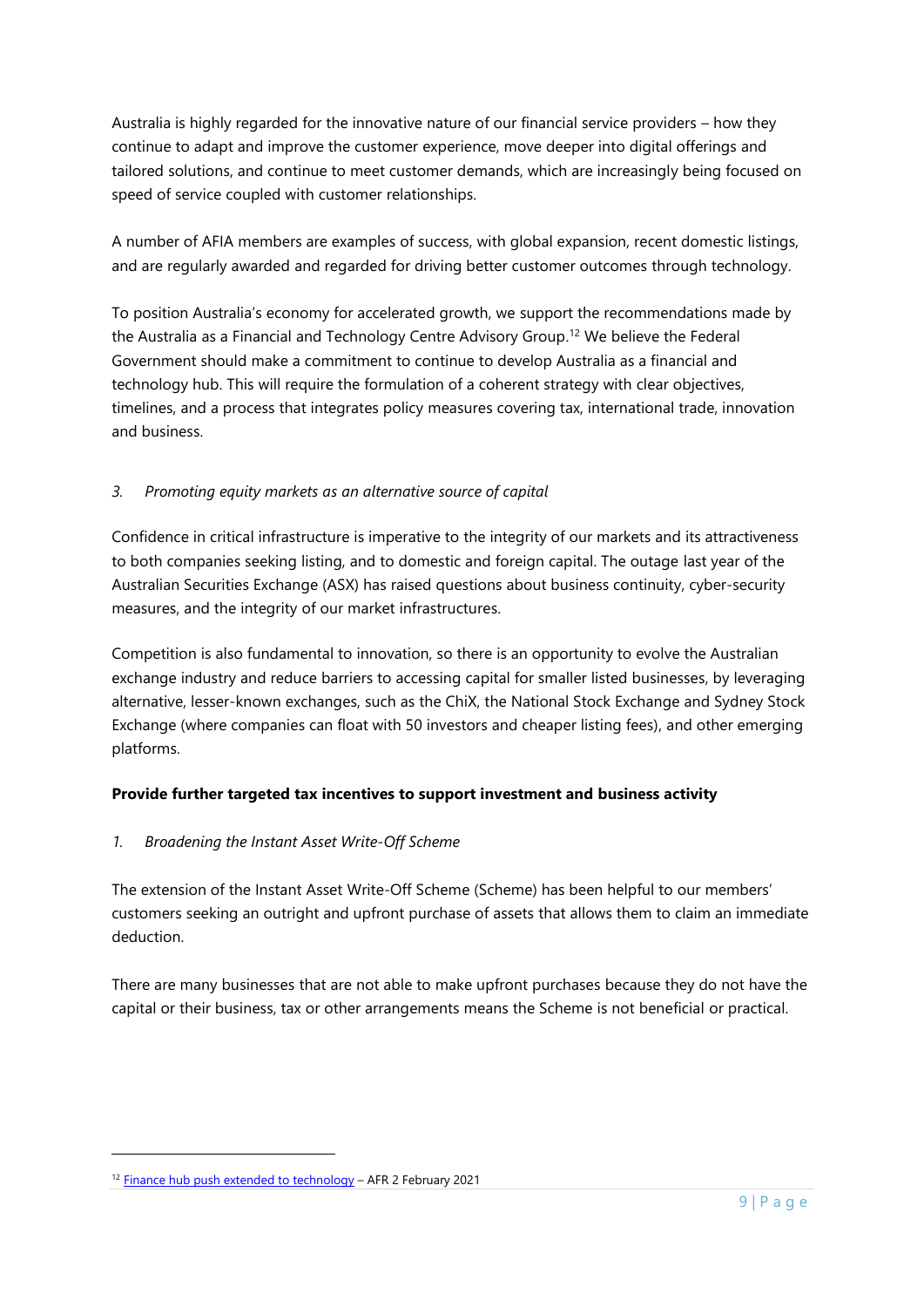Australia is highly regarded for the innovative nature of our financial service providers – how they continue to adapt and improve the customer experience, move deeper into digital offerings and tailored solutions, and continue to meet customer demands, which are increasingly being focused on speed of service coupled with customer relationships.

A number of AFIA members are examples of success, with global expansion, recent domestic listings, and are regularly awarded and regarded for driving better customer outcomes through technology.

To position Australia's economy for accelerated growth, we support the recommendations made by the Australia as a Financial and Technology Centre Advisory Group.[12] We believe the Federal Government should make a commitment to continue to develop Australia as a financial and technology hub. This will require the formulation of a coherent strategy with clear objectives, timelines, and a process that integrates policy measures covering tax, international trade, innovation and business.

*3. Promoting equity markets as an alternative source of capital*

Confidence in critical infrastructure is imperative to the integrity of our markets and its attractiveness to both companies seeking listing, and to domestic and foreign capital. The outage last year of the Australian Securities Exchange (ASX) has raised questions about business continuity, cyber-security measures, and the integrity of our market infrastructures.

Competition is also fundamental to innovation, so there is an opportunity to evolve the Australian exchange industry and reduce barriers to accessing capital for smaller listed businesses, by leveraging alternative, lesser-known exchanges, such as the ChiX, the National Stock Exchange and Sydney Stock Exchange (where companies can float with 50 investors and cheaper listing fees), and other emerging platforms.

**Provide further targeted tax incentives to support investment and business activity**

*1. Broadening the Instant Asset Write-Off Scheme*

The extension of the Instant Asset Write-Off Scheme (Scheme) has been helpful to our members' customers seeking an outright and upfront purchase of assets that allows them to claim an immediate deduction.

There are many businesses that are not able to make upfront purchases because they do not have the capital or their business, tax or other arrangements means the Scheme is not beneficial or practical.

---

[12] Finance hub push extended to technology – AFR 2 February 2021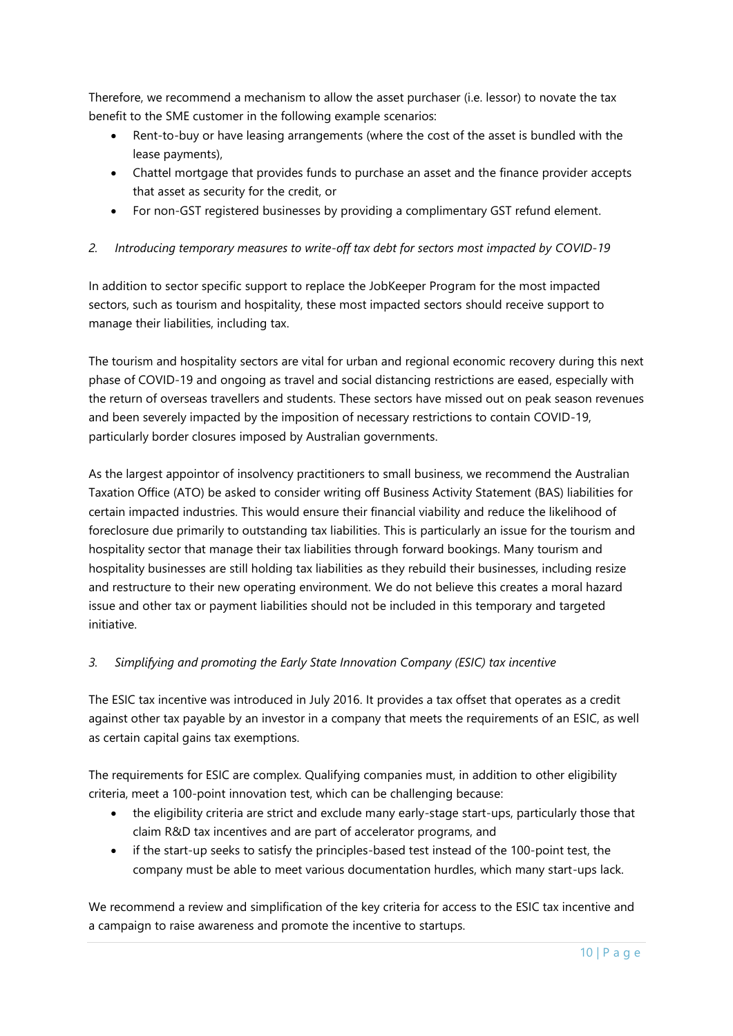Therefore, we recommend a mechanism to allow the asset purchaser (i.e. lessor) to novate the tax benefit to the SME customer in the following example scenarios:

- Rent-to-buy or have leasing arrangements (where the cost of the asset is bundled with the lease payments),
- Chattel mortgage that provides funds to purchase an asset and the finance provider accepts that asset as security for the credit, or
- For non-GST registered businesses by providing a complimentary GST refund element.

*2. Introducing temporary measures to write-off tax debt for sectors most impacted by COVID-19*

In addition to sector specific support to replace the JobKeeper Program for the most impacted sectors, such as tourism and hospitality, these most impacted sectors should receive support to manage their liabilities, including tax.

The tourism and hospitality sectors are vital for urban and regional economic recovery during this next phase of COVID-19 and ongoing as travel and social distancing restrictions are eased, especially with the return of overseas travellers and students. These sectors have missed out on peak season revenues and been severely impacted by the imposition of necessary restrictions to contain COVID-19, particularly border closures imposed by Australian governments.

As the largest appointor of insolvency practitioners to small business, we recommend the Australian Taxation Office (ATO) be asked to consider writing off Business Activity Statement (BAS) liabilities for certain impacted industries. This would ensure their financial viability and reduce the likelihood of foreclosure due primarily to outstanding tax liabilities. This is particularly an issue for the tourism and hospitality sector that manage their tax liabilities through forward bookings. Many tourism and hospitality businesses are still holding tax liabilities as they rebuild their businesses, including resize and restructure to their new operating environment. We do not believe this creates a moral hazard issue and other tax or payment liabilities should not be included in this temporary and targeted initiative.

*3. Simplifying and promoting the Early State Innovation Company (ESIC) tax incentive*

The ESIC tax incentive was introduced in July 2016. It provides a tax offset that operates as a credit against other tax payable by an investor in a company that meets the requirements of an ESIC, as well as certain capital gains tax exemptions.

The requirements for ESIC are complex. Qualifying companies must, in addition to other eligibility criteria, meet a 100-point innovation test, which can be challenging because:

- the eligibility criteria are strict and exclude many early-stage start-ups, particularly those that claim R&D tax incentives and are part of accelerator programs, and
- if the start-up seeks to satisfy the principles-based test instead of the 100-point test, the company must be able to meet various documentation hurdles, which many start-ups lack.

We recommend a review and simplification of the key criteria for access to the ESIC tax incentive and a campaign to raise awareness and promote the incentive to startups.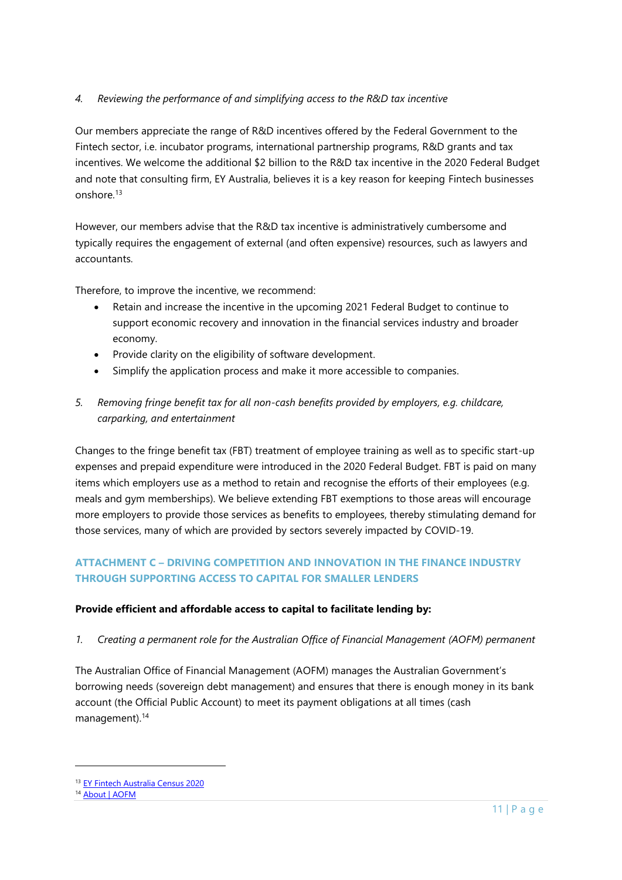*4. Reviewing the performance of and simplifying access to the R&D tax incentive*

Our members appreciate the range of R&D incentives offered by the Federal Government to the Fintech sector, i.e. incubator programs, international partnership programs, R&D grants and tax incentives. We welcome the additional $2 billion to the R&D tax incentive in the 2020 Federal Budget and note that consulting firm, EY Australia, believes it is a key reason for keeping Fintech businesses onshore.[13]

However, our members advise that the R&D tax incentive is administratively cumbersome and typically requires the engagement of external (and often expensive) resources, such as lawyers and accountants.

Therefore, to improve the incentive, we recommend:

- Retain and increase the incentive in the upcoming 2021 Federal Budget to continue to support economic recovery and innovation in the financial services industry and broader economy.
- Provide clarity on the eligibility of software development.
- Simplify the application process and make it more accessible to companies.

*5. Removing fringe benefit tax for all non-cash benefits provided by employers, e.g. childcare, carparking, and entertainment*

Changes to the fringe benefit tax (FBT) treatment of employee training as well as to specific start-up expenses and prepaid expenditure were introduced in the 2020 Federal Budget. FBT is paid on many items which employers use as a method to retain and recognise the efforts of their employees (e.g. meals and gym memberships). We believe extending FBT exemptions to those areas will encourage more employers to provide those services as benefits to employees, thereby stimulating demand for those services, many of which are provided by sectors severely impacted by COVID-19.

## ATTACHMENT C – DRIVING COMPETITION AND INNOVATION IN THE FINANCE INDUSTRY THROUGH SUPPORTING ACCESS TO CAPITAL FOR SMALLER LENDERS

**Provide efficient and affordable access to capital to facilitate lending by:**

*1. Creating a permanent role for the Australian Office of Financial Management (AOFM) permanent*

The Australian Office of Financial Management (AOFM) manages the Australian Government's borrowing needs (sovereign debt management) and ensures that there is enough money in its bank account (the Official Public Account) to meet its payment obligations at all times (cash management).[14]

---

[13] EY Fintech Australia Census 2020

[14] About | AOFM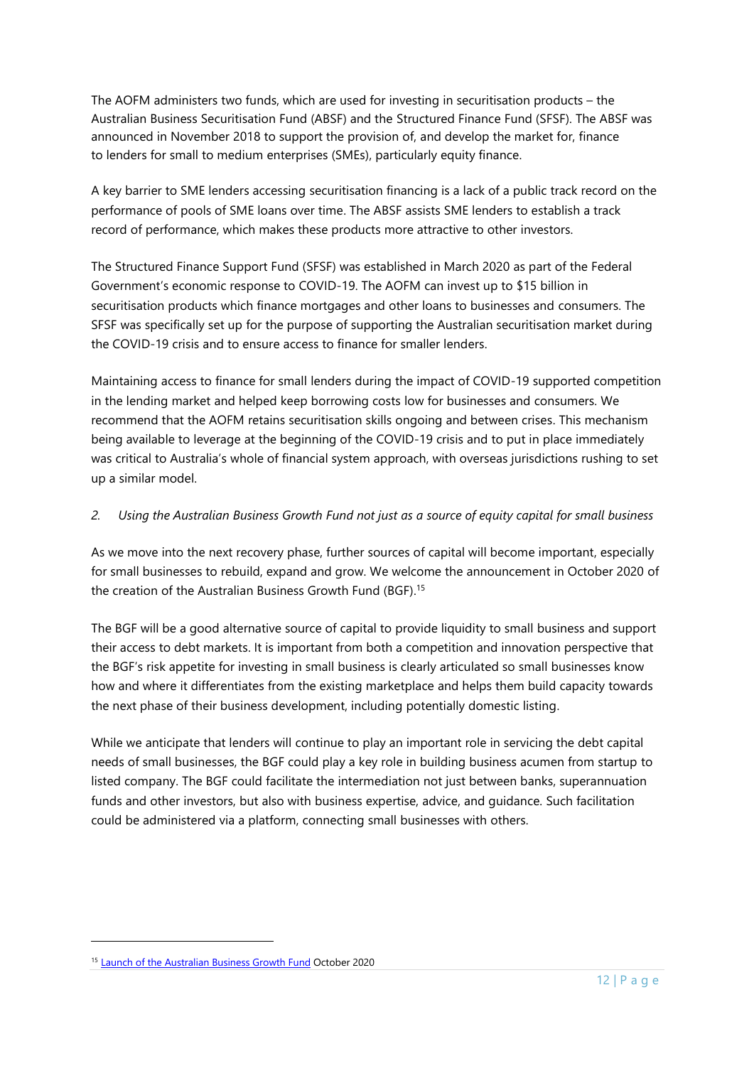The AOFM administers two funds, which are used for investing in securitisation products – the Australian Business Securitisation Fund (ABSF) and the Structured Finance Fund (SFSF). The ABSF was announced in November 2018 to support the provision of, and develop the market for, finance to lenders for small to medium enterprises (SMEs), particularly equity finance.

A key barrier to SME lenders accessing securitisation financing is a lack of a public track record on the performance of pools of SME loans over time. The ABSF assists SME lenders to establish a track record of performance, which makes these products more attractive to other investors.

The Structured Finance Support Fund (SFSF) was established in March 2020 as part of the Federal Government's economic response to COVID-19. The AOFM can invest up to $15 billion in securitisation products which finance mortgages and other loans to businesses and consumers. The SFSF was specifically set up for the purpose of supporting the Australian securitisation market during the COVID-19 crisis and to ensure access to finance for smaller lenders.

Maintaining access to finance for small lenders during the impact of COVID-19 supported competition in the lending market and helped keep borrowing costs low for businesses and consumers. We recommend that the AOFM retains securitisation skills ongoing and between crises. This mechanism being available to leverage at the beginning of the COVID-19 crisis and to put in place immediately was critical to Australia's whole of financial system approach, with overseas jurisdictions rushing to set up a similar model.

*2. Using the Australian Business Growth Fund not just as a source of equity capital for small business*

As we move into the next recovery phase, further sources of capital will become important, especially for small businesses to rebuild, expand and grow. We welcome the announcement in October 2020 of the creation of the Australian Business Growth Fund (BGF).[15]

The BGF will be a good alternative source of capital to provide liquidity to small business and support their access to debt markets. It is important from both a competition and innovation perspective that the BGF's risk appetite for investing in small business is clearly articulated so small businesses know how and where it differentiates from the existing marketplace and helps them build capacity towards the next phase of their business development, including potentially domestic listing.

While we anticipate that lenders will continue to play an important role in servicing the debt capital needs of small businesses, the BGF could play a key role in building business acumen from startup to listed company. The BGF could facilitate the intermediation not just between banks, superannuation funds and other investors, but also with business expertise, advice, and guidance. Such facilitation could be administered via a platform, connecting small businesses with others.

---

[15] Launch of the Australian Business Growth Fund October 2020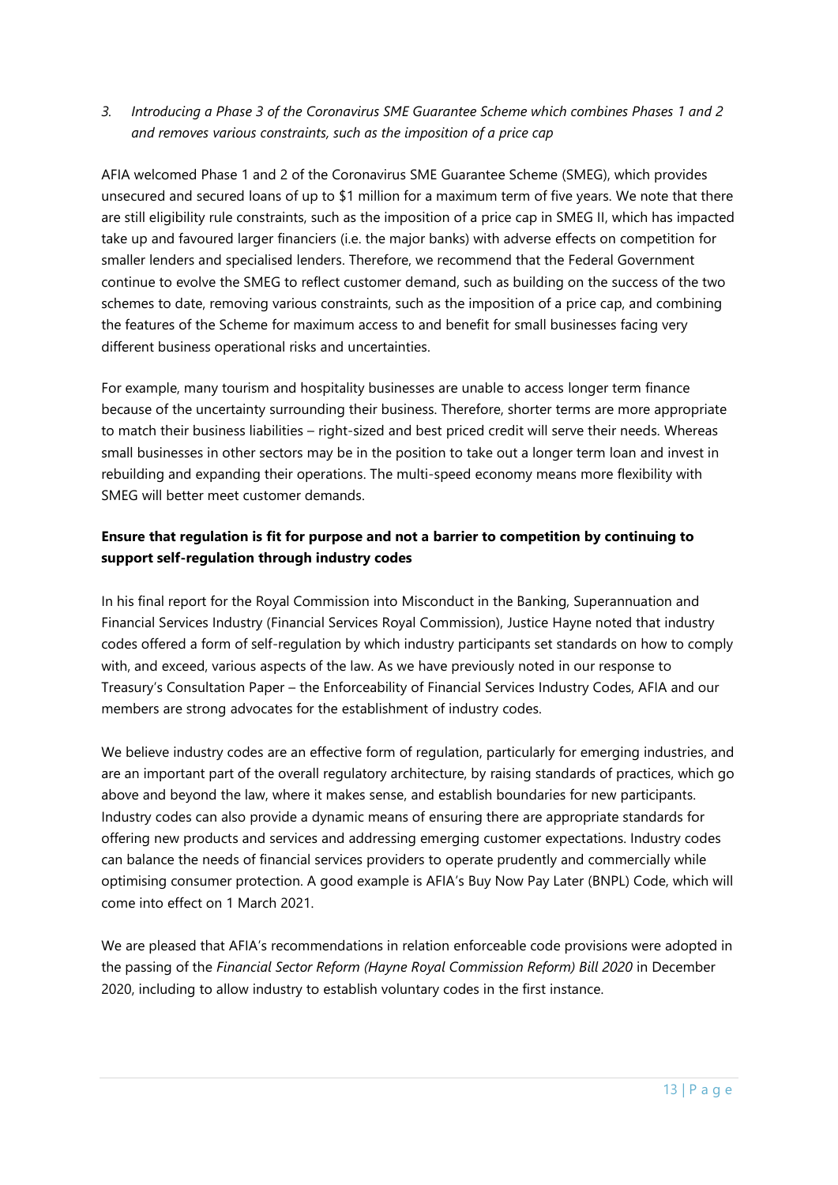*3. Introducing a Phase 3 of the Coronavirus SME Guarantee Scheme which combines Phases 1 and 2 and removes various constraints, such as the imposition of a price cap*

AFIA welcomed Phase 1 and 2 of the Coronavirus SME Guarantee Scheme (SMEG), which provides unsecured and secured loans of up to $1 million for a maximum term of five years. We note that there are still eligibility rule constraints, such as the imposition of a price cap in SMEG II, which has impacted take up and favoured larger financiers (i.e. the major banks) with adverse effects on competition for smaller lenders and specialised lenders. Therefore, we recommend that the Federal Government continue to evolve the SMEG to reflect customer demand, such as building on the success of the two schemes to date, removing various constraints, such as the imposition of a price cap, and combining the features of the Scheme for maximum access to and benefit for small businesses facing very different business operational risks and uncertainties.

For example, many tourism and hospitality businesses are unable to access longer term finance because of the uncertainty surrounding their business. Therefore, shorter terms are more appropriate to match their business liabilities – right-sized and best priced credit will serve their needs. Whereas small businesses in other sectors may be in the position to take out a longer term loan and invest in rebuilding and expanding their operations. The multi-speed economy means more flexibility with SMEG will better meet customer demands.

**Ensure that regulation is fit for purpose and not a barrier to competition by continuing to support self-regulation through industry codes**

In his final report for the Royal Commission into Misconduct in the Banking, Superannuation and Financial Services Industry (Financial Services Royal Commission), Justice Hayne noted that industry codes offered a form of self-regulation by which industry participants set standards on how to comply with, and exceed, various aspects of the law. As we have previously noted in our response to Treasury's Consultation Paper – the Enforceability of Financial Services Industry Codes, AFIA and our members are strong advocates for the establishment of industry codes.

We believe industry codes are an effective form of regulation, particularly for emerging industries, and are an important part of the overall regulatory architecture, by raising standards of practices, which go above and beyond the law, where it makes sense, and establish boundaries for new participants. Industry codes can also provide a dynamic means of ensuring there are appropriate standards for offering new products and services and addressing emerging customer expectations. Industry codes can balance the needs of financial services providers to operate prudently and commercially while optimising consumer protection. A good example is AFIA's Buy Now Pay Later (BNPL) Code, which will come into effect on 1 March 2021.

We are pleased that AFIA's recommendations in relation enforceable code provisions were adopted in the passing of the *Financial Sector Reform (Hayne Royal Commission Reform) Bill 2020* in December 2020, including to allow industry to establish voluntary codes in the first instance.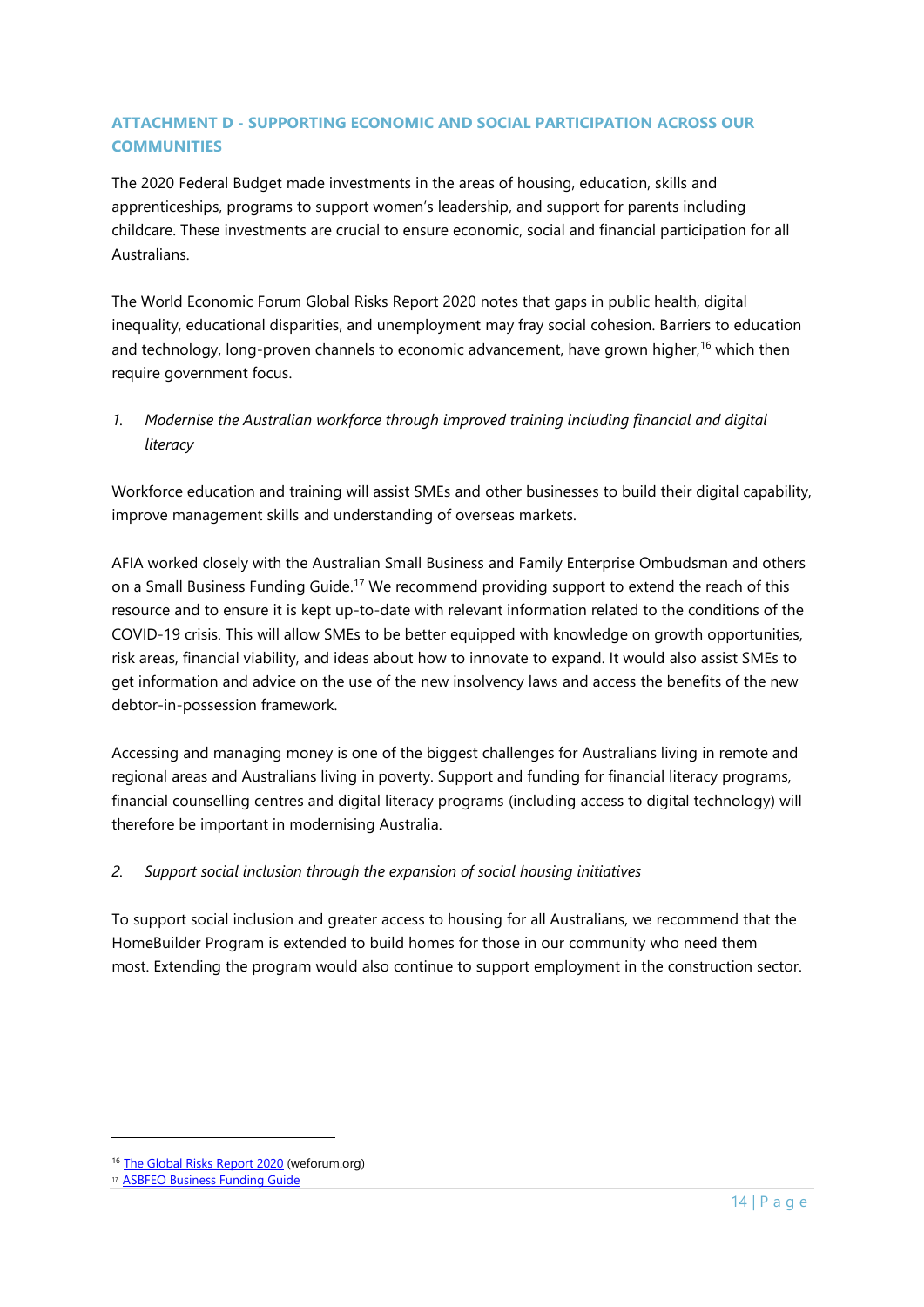## ATTACHMENT D - SUPPORTING ECONOMIC AND SOCIAL PARTICIPATION ACROSS OUR COMMUNITIES

The 2020 Federal Budget made investments in the areas of housing, education, skills and apprenticeships, programs to support women's leadership, and support for parents including childcare. These investments are crucial to ensure economic, social and financial participation for all Australians.

The World Economic Forum Global Risks Report 2020 notes that gaps in public health, digital inequality, educational disparities, and unemployment may fray social cohesion. Barriers to education and technology, long-proven channels to economic advancement, have grown higher,[16] which then require government focus.

1. *Modernise the Australian workforce through improved training including financial and digital literacy*

Workforce education and training will assist SMEs and other businesses to build their digital capability, improve management skills and understanding of overseas markets.

AFIA worked closely with the Australian Small Business and Family Enterprise Ombudsman and others on a Small Business Funding Guide.[17] We recommend providing support to extend the reach of this resource and to ensure it is kept up-to-date with relevant information related to the conditions of the COVID-19 crisis. This will allow SMEs to be better equipped with knowledge on growth opportunities, risk areas, financial viability, and ideas about how to innovate to expand. It would also assist SMEs to get information and advice on the use of the new insolvency laws and access the benefits of the new debtor-in-possession framework.

Accessing and managing money is one of the biggest challenges for Australians living in remote and regional areas and Australians living in poverty. Support and funding for financial literacy programs, financial counselling centres and digital literacy programs (including access to digital technology) will therefore be important in modernising Australia.

2. *Support social inclusion through the expansion of social housing initiatives*

To support social inclusion and greater access to housing for all Australians, we recommend that the HomeBuilder Program is extended to build homes for those in our community who need them most. Extending the program would also continue to support employment in the construction sector.

---

[16] The Global Risks Report 2020 (weforum.org)

[17] ASBFEO Business Funding Guide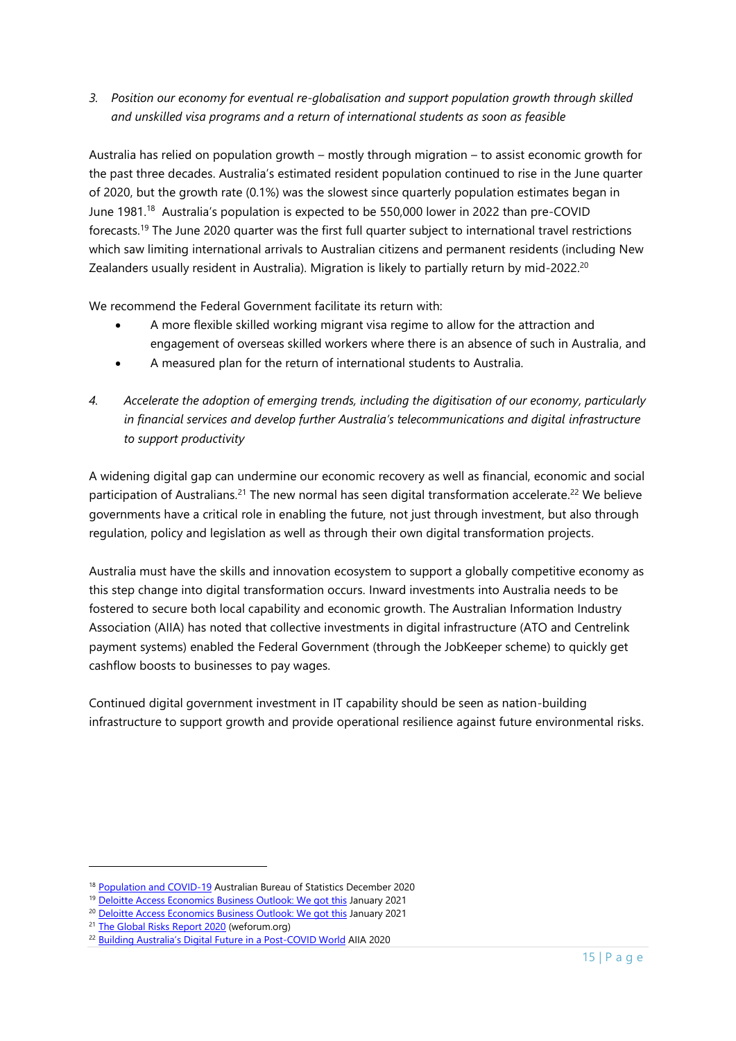*3. Position our economy for eventual re-globalisation and support population growth through skilled and unskilled visa programs and a return of international students as soon as feasible*

Australia has relied on population growth – mostly through migration – to assist economic growth for the past three decades. Australia's estimated resident population continued to rise in the June quarter of 2020, but the growth rate (0.1%) was the slowest since quarterly population estimates began in June 1981.[18] Australia's population is expected to be 550,000 lower in 2022 than pre-COVID forecasts.[19] The June 2020 quarter was the first full quarter subject to international travel restrictions which saw limiting international arrivals to Australian citizens and permanent residents (including New Zealanders usually resident in Australia). Migration is likely to partially return by mid-2022.[20]

We recommend the Federal Government facilitate its return with:

- A more flexible skilled working migrant visa regime to allow for the attraction and engagement of overseas skilled workers where there is an absence of such in Australia, and
- A measured plan for the return of international students to Australia.

*4. Accelerate the adoption of emerging trends, including the digitisation of our economy, particularly in financial services and develop further Australia's telecommunications and digital infrastructure to support productivity*

A widening digital gap can undermine our economic recovery as well as financial, economic and social participation of Australians.[21] The new normal has seen digital transformation accelerate.[22] We believe governments have a critical role in enabling the future, not just through investment, but also through regulation, policy and legislation as well as through their own digital transformation projects.

Australia must have the skills and innovation ecosystem to support a globally competitive economy as this step change into digital transformation occurs. Inward investments into Australia needs to be fostered to secure both local capability and economic growth. The Australian Information Industry Association (AIIA) has noted that collective investments in digital infrastructure (ATO and Centrelink payment systems) enabled the Federal Government (through the JobKeeper scheme) to quickly get cashflow boosts to businesses to pay wages.

Continued digital government investment in IT capability should be seen as nation-building infrastructure to support growth and provide operational resilience against future environmental risks.

---

[18] Population and COVID-19 Australian Bureau of Statistics December 2020
[19] Deloitte Access Economics Business Outlook: We got this January 2021
[20] Deloitte Access Economics Business Outlook: We got this January 2021
[21] The Global Risks Report 2020 (weforum.org)
[22] Building Australia's Digital Future in a Post-COVID World AIIA 2020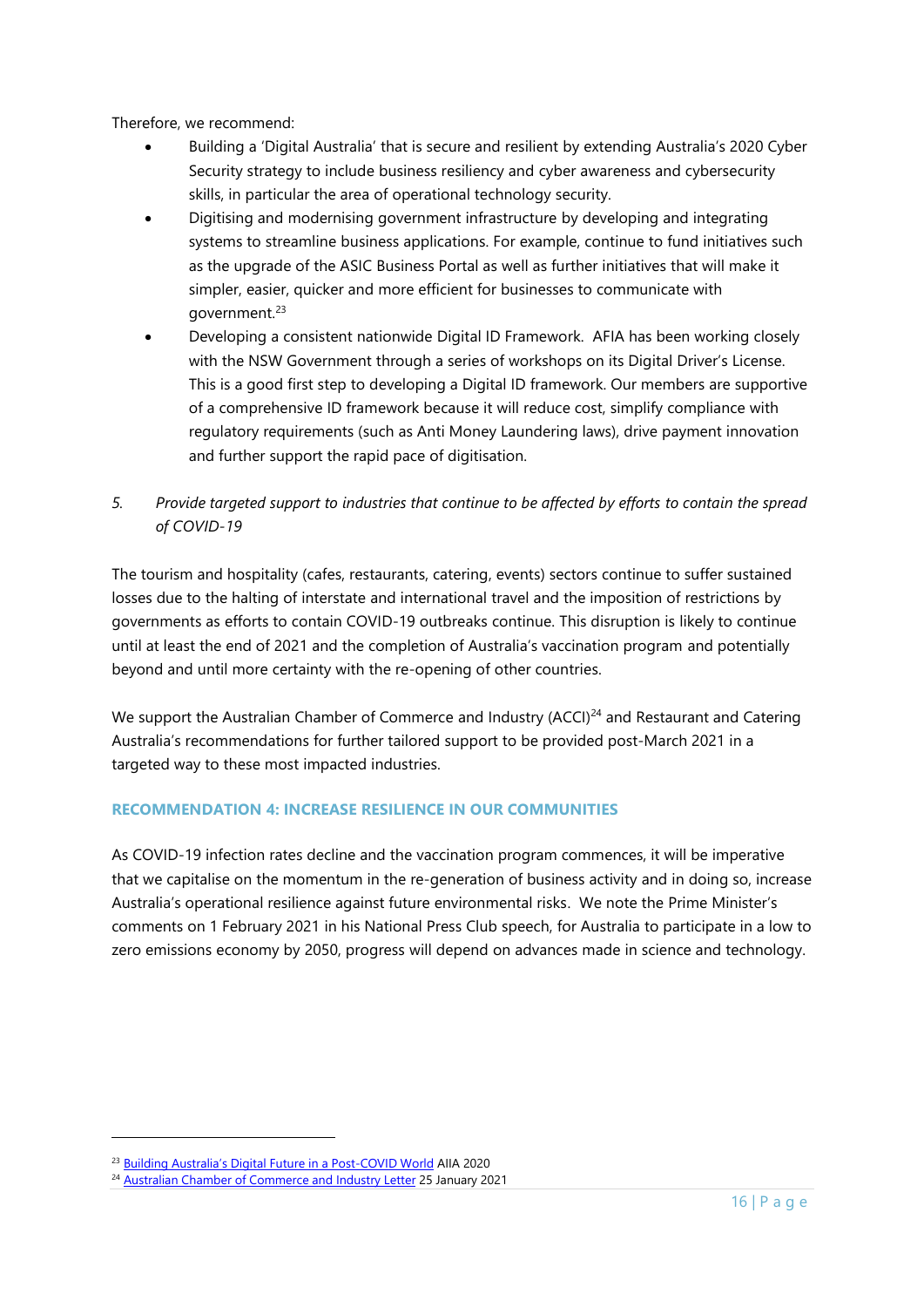Therefore, we recommend:

- Building a 'Digital Australia' that is secure and resilient by extending Australia's 2020 Cyber Security strategy to include business resiliency and cyber awareness and cybersecurity skills, in particular the area of operational technology security.
- Digitising and modernising government infrastructure by developing and integrating systems to streamline business applications. For example, continue to fund initiatives such as the upgrade of the ASIC Business Portal as well as further initiatives that will make it simpler, easier, quicker and more efficient for businesses to communicate with government.[23]
- Developing a consistent nationwide Digital ID Framework. AFIA has been working closely with the NSW Government through a series of workshops on its Digital Driver's License. This is a good first step to developing a Digital ID framework. Our members are supportive of a comprehensive ID framework because it will reduce cost, simplify compliance with regulatory requirements (such as Anti Money Laundering laws), drive payment innovation and further support the rapid pace of digitisation.

5. *Provide targeted support to industries that continue to be affected by efforts to contain the spread of COVID-19*

The tourism and hospitality (cafes, restaurants, catering, events) sectors continue to suffer sustained losses due to the halting of interstate and international travel and the imposition of restrictions by governments as efforts to contain COVID-19 outbreaks continue. This disruption is likely to continue until at least the end of 2021 and the completion of Australia's vaccination program and potentially beyond and until more certainty with the re-opening of other countries.

We support the Australian Chamber of Commerce and Industry (ACCI)[24] and Restaurant and Catering Australia's recommendations for further tailored support to be provided post-March 2021 in a targeted way to these most impacted industries.

## RECOMMENDATION 4: INCREASE RESILIENCE IN OUR COMMUNITIES

As COVID-19 infection rates decline and the vaccination program commences, it will be imperative that we capitalise on the momentum in the re-generation of business activity and in doing so, increase Australia's operational resilience against future environmental risks. We note the Prime Minister's comments on 1 February 2021 in his National Press Club speech, for Australia to participate in a low to zero emissions economy by 2050, progress will depend on advances made in science and technology.

---

[23] Building Australia's Digital Future in a Post-COVID World AIIA 2020

[24] Australian Chamber of Commerce and Industry Letter 25 January 2021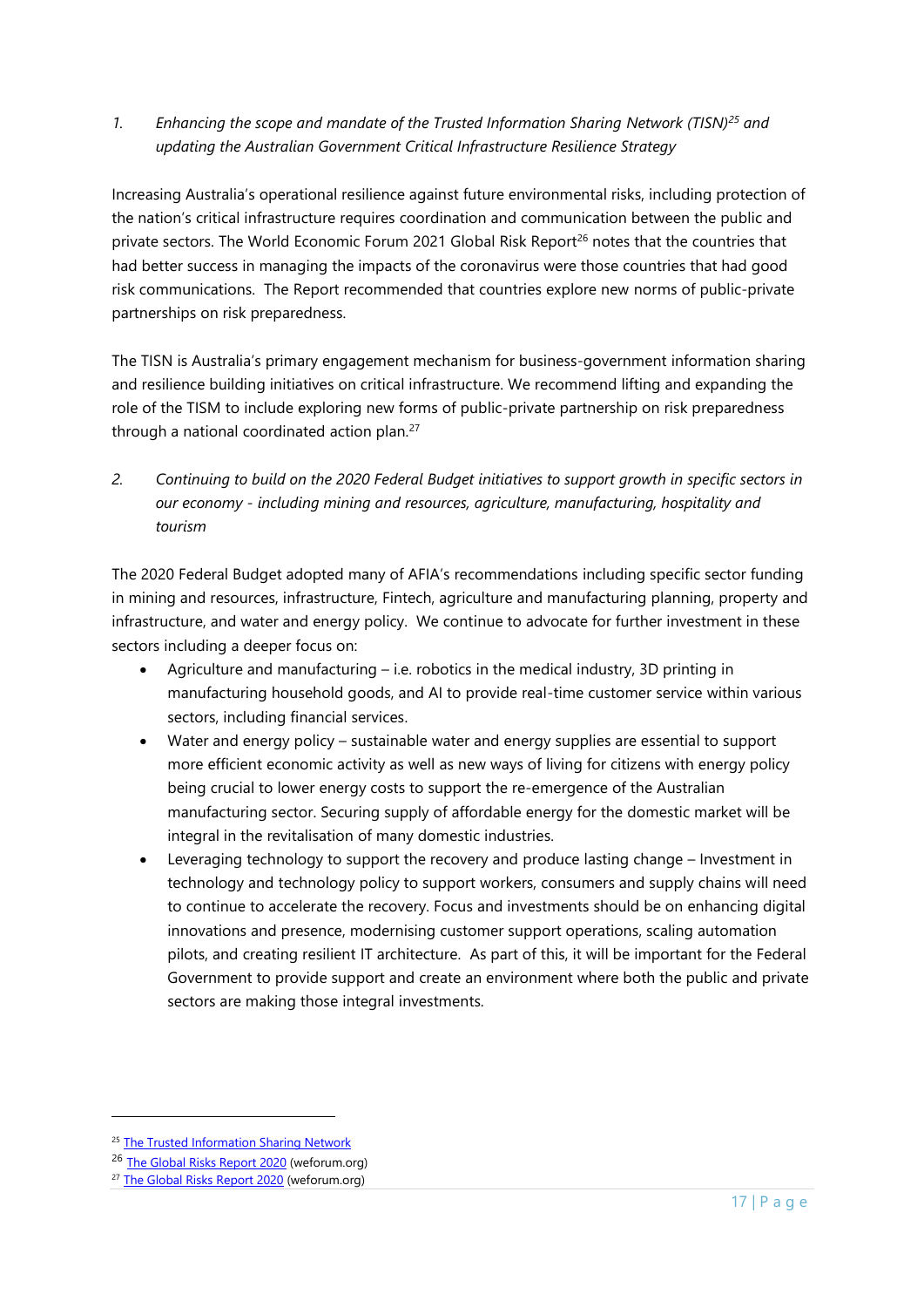1. *Enhancing the scope and mandate of the Trusted Information Sharing Network (TISN)[25] and updating the Australian Government Critical Infrastructure Resilience Strategy*

Increasing Australia's operational resilience against future environmental risks, including protection of the nation's critical infrastructure requires coordination and communication between the public and private sectors. The World Economic Forum 2021 Global Risk Report[26] notes that the countries that had better success in managing the impacts of the coronavirus were those countries that had good risk communications. The Report recommended that countries explore new norms of public-private partnerships on risk preparedness.

The TISN is Australia's primary engagement mechanism for business-government information sharing and resilience building initiatives on critical infrastructure. We recommend lifting and expanding the role of the TISM to include exploring new forms of public-private partnership on risk preparedness through a national coordinated action plan.[27]

2. *Continuing to build on the 2020 Federal Budget initiatives to support growth in specific sectors in our economy - including mining and resources, agriculture, manufacturing, hospitality and tourism*

The 2020 Federal Budget adopted many of AFIA's recommendations including specific sector funding in mining and resources, infrastructure, Fintech, agriculture and manufacturing planning, property and infrastructure, and water and energy policy. We continue to advocate for further investment in these sectors including a deeper focus on:

- Agriculture and manufacturing – i.e. robotics in the medical industry, 3D printing in manufacturing household goods, and AI to provide real-time customer service within various sectors, including financial services.
- Water and energy policy – sustainable water and energy supplies are essential to support more efficient economic activity as well as new ways of living for citizens with energy policy being crucial to lower energy costs to support the re-emergence of the Australian manufacturing sector. Securing supply of affordable energy for the domestic market will be integral in the revitalisation of many domestic industries.
- Leveraging technology to support the recovery and produce lasting change – Investment in technology and technology policy to support workers, consumers and supply chains will need to continue to accelerate the recovery. Focus and investments should be on enhancing digital innovations and presence, modernising customer support operations, scaling automation pilots, and creating resilient IT architecture. As part of this, it will be important for the Federal Government to provide support and create an environment where both the public and private sectors are making those integral investments.

---

[25] The Trusted Information Sharing Network

[26] The Global Risks Report 2020 (weforum.org)

[27] The Global Risks Report 2020 (weforum.org)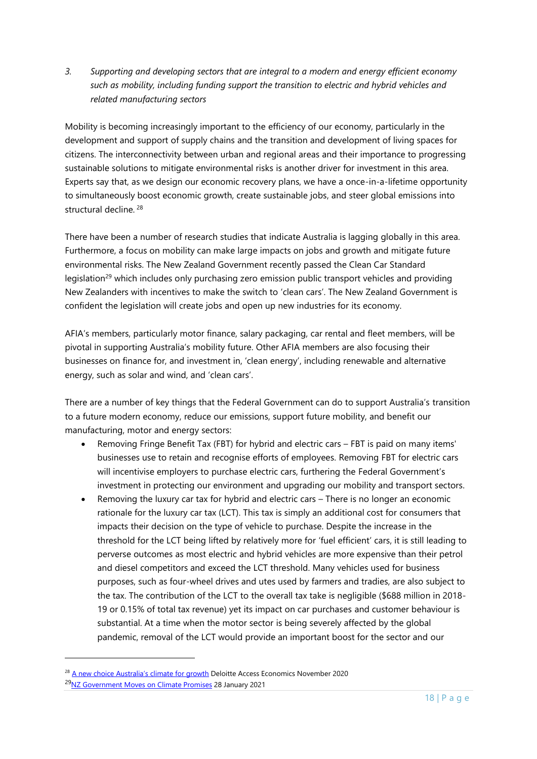*3. Supporting and developing sectors that are integral to a modern and energy efficient economy such as mobility, including funding support the transition to electric and hybrid vehicles and related manufacturing sectors*

Mobility is becoming increasingly important to the efficiency of our economy, particularly in the development and support of supply chains and the transition and development of living spaces for citizens. The interconnectivity between urban and regional areas and their importance to progressing sustainable solutions to mitigate environmental risks is another driver for investment in this area. Experts say that, as we design our economic recovery plans, we have a once-in-a-lifetime opportunity to simultaneously boost economic growth, create sustainable jobs, and steer global emissions into structural decline. [28]

There have been a number of research studies that indicate Australia is lagging globally in this area. Furthermore, a focus on mobility can make large impacts on jobs and growth and mitigate future environmental risks. The New Zealand Government recently passed the Clean Car Standard legislation[29] which includes only purchasing zero emission public transport vehicles and providing New Zealanders with incentives to make the switch to 'clean cars'. The New Zealand Government is confident the legislation will create jobs and open up new industries for its economy.

AFIA's members, particularly motor finance, salary packaging, car rental and fleet members, will be pivotal in supporting Australia's mobility future. Other AFIA members are also focusing their businesses on finance for, and investment in, 'clean energy', including renewable and alternative energy, such as solar and wind, and 'clean cars'.

There are a number of key things that the Federal Government can do to support Australia's transition to a future modern economy, reduce our emissions, support future mobility, and benefit our manufacturing, motor and energy sectors:

- Removing Fringe Benefit Tax (FBT) for hybrid and electric cars – FBT is paid on many items' businesses use to retain and recognise efforts of employees. Removing FBT for electric cars will incentivise employers to purchase electric cars, furthering the Federal Government's investment in protecting our environment and upgrading our mobility and transport sectors.
- Removing the luxury car tax for hybrid and electric cars – There is no longer an economic rationale for the luxury car tax (LCT). This tax is simply an additional cost for consumers that impacts their decision on the type of vehicle to purchase. Despite the increase in the threshold for the LCT being lifted by relatively more for 'fuel efficient' cars, it is still leading to perverse outcomes as most electric and hybrid vehicles are more expensive than their petrol and diesel competitors and exceed the LCT threshold. Many vehicles used for business purposes, such as four-wheel drives and utes used by farmers and tradies, are also subject to the tax. The contribution of the LCT to the overall tax take is negligible ($688 million in 2018-19 or 0.15% of total tax revenue) yet its impact on car purchases and customer behaviour is substantial. At a time when the motor sector is being severely affected by the global pandemic, removal of the LCT would provide an important boost for the sector and our

---

[28] A new choice Australia's climate for growth Deloitte Access Economics November 2020

[29] NZ Government Moves on Climate Promises 28 January 2021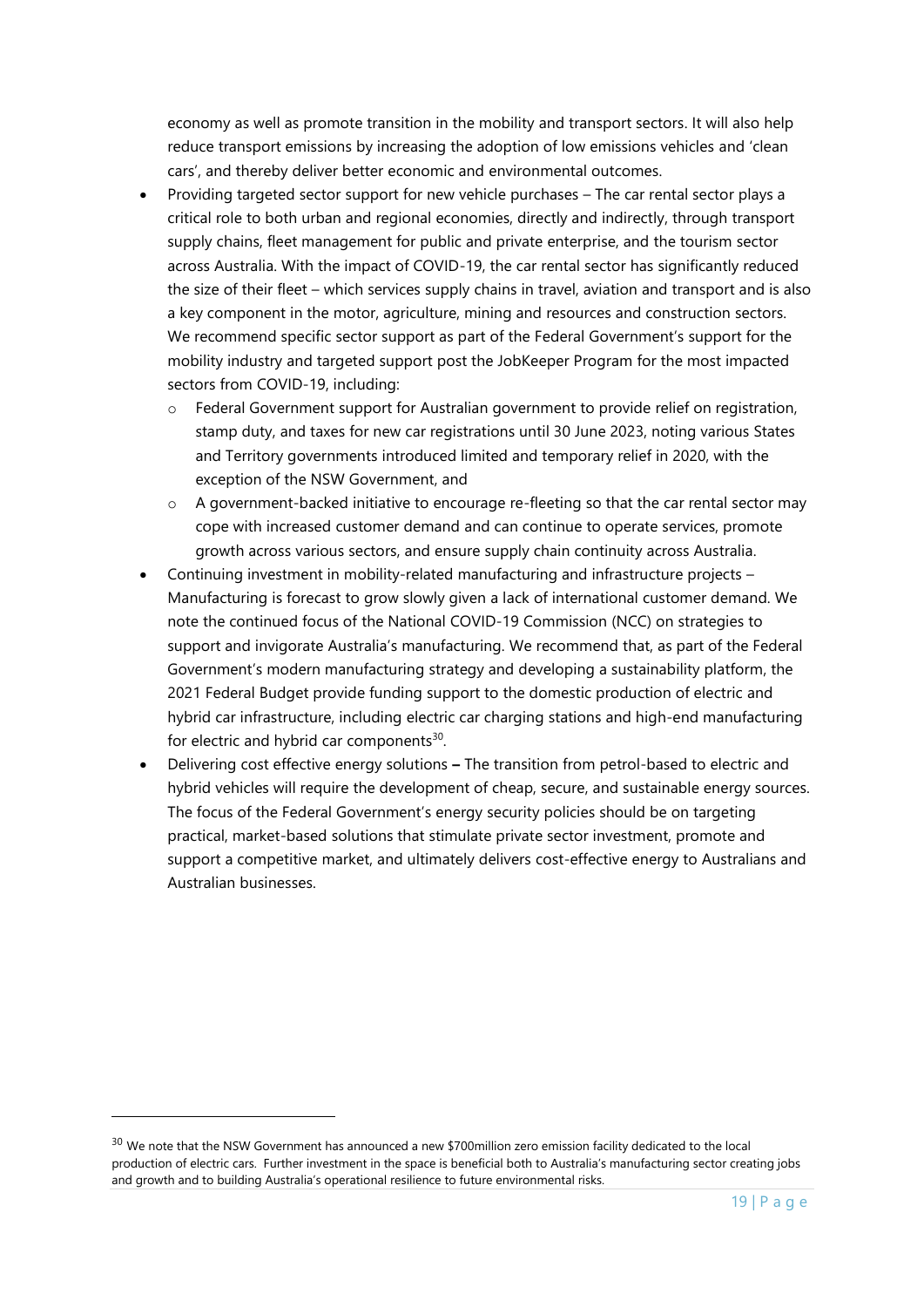economy as well as promote transition in the mobility and transport sectors. It will also help reduce transport emissions by increasing the adoption of low emissions vehicles and 'clean cars', and thereby deliver better economic and environmental outcomes.

- Providing targeted sector support for new vehicle purchases – The car rental sector plays a critical role to both urban and regional economies, directly and indirectly, through transport supply chains, fleet management for public and private enterprise, and the tourism sector across Australia. With the impact of COVID-19, the car rental sector has significantly reduced the size of their fleet – which services supply chains in travel, aviation and transport and is also a key component in the motor, agriculture, mining and resources and construction sectors. We recommend specific sector support as part of the Federal Government's support for the mobility industry and targeted support post the JobKeeper Program for the most impacted sectors from COVID-19, including:
  - Federal Government support for Australian government to provide relief on registration, stamp duty, and taxes for new car registrations until 30 June 2023, noting various States and Territory governments introduced limited and temporary relief in 2020, with the exception of the NSW Government, and
  - A government-backed initiative to encourage re-fleeting so that the car rental sector may cope with increased customer demand and can continue to operate services, promote growth across various sectors, and ensure supply chain continuity across Australia.
- Continuing investment in mobility-related manufacturing and infrastructure projects – Manufacturing is forecast to grow slowly given a lack of international customer demand. We note the continued focus of the National COVID-19 Commission (NCC) on strategies to support and invigorate Australia's manufacturing. We recommend that, as part of the Federal Government's modern manufacturing strategy and developing a sustainability platform, the 2021 Federal Budget provide funding support to the domestic production of electric and hybrid car infrastructure, including electric car charging stations and high-end manufacturing for electric and hybrid car components[30].
- Delivering cost effective energy solutions **–** The transition from petrol-based to electric and hybrid vehicles will require the development of cheap, secure, and sustainable energy sources. The focus of the Federal Government's energy security policies should be on targeting practical, market-based solutions that stimulate private sector investment, promote and support a competitive market, and ultimately delivers cost-effective energy to Australians and Australian businesses.

---

[30] We note that the NSW Government has announced a new $700million zero emission facility dedicated to the local production of electric cars. Further investment in the space is beneficial both to Australia's manufacturing sector creating jobs and growth and to building Australia's operational resilience to future environmental risks.